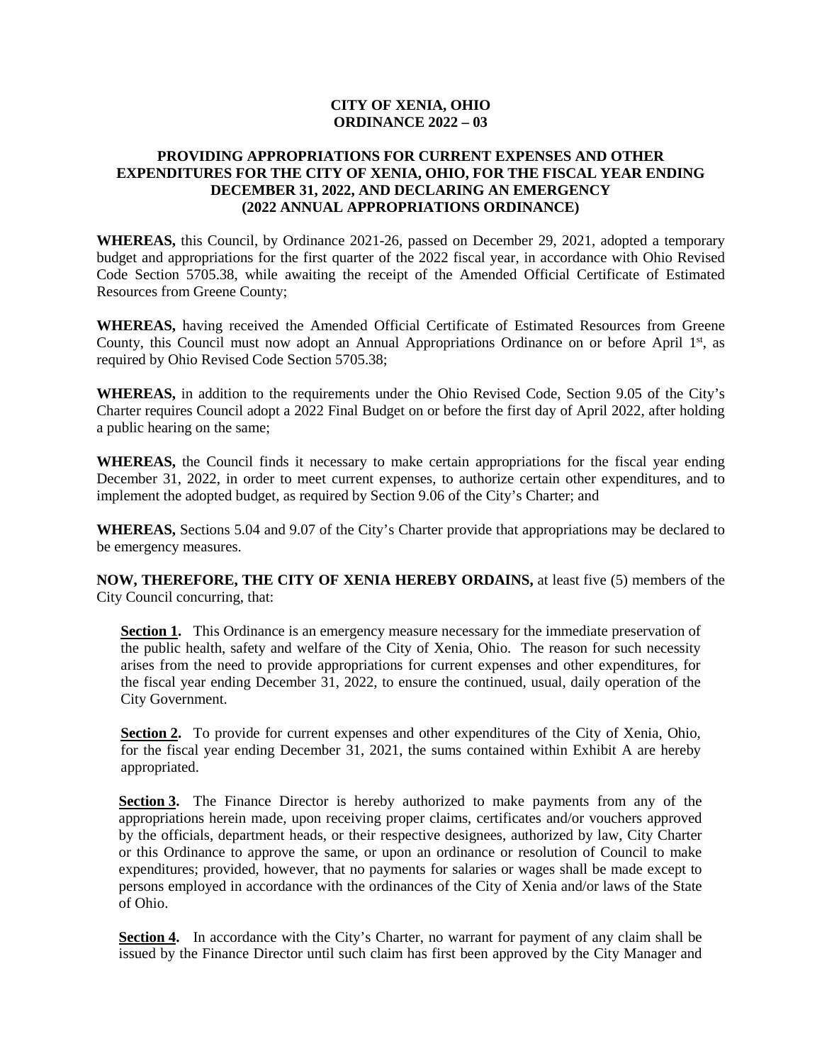# CITY OF XENIA, OHIO
# ORDINANCE 2022 – 03

## PROVIDING APPROPRIATIONS FOR CURRENT EXPENSES AND OTHER EXPENDITURES FOR THE CITY OF XENIA, OHIO, FOR THE FISCAL YEAR ENDING DECEMBER 31, 2022, AND DECLARING AN EMERGENCY (2022 ANNUAL APPROPRIATIONS ORDINANCE)

**WHEREAS,** this Council, by Ordinance 2021-26, passed on December 29, 2021, adopted a temporary budget and appropriations for the first quarter of the 2022 fiscal year, in accordance with Ohio Revised Code Section 5705.38, while awaiting the receipt of the Amended Official Certificate of Estimated Resources from Greene County;

**WHEREAS,** having received the Amended Official Certificate of Estimated Resources from Greene County, this Council must now adopt an Annual Appropriations Ordinance on or before April 1st, as required by Ohio Revised Code Section 5705.38;

**WHEREAS,** in addition to the requirements under the Ohio Revised Code, Section 9.05 of the City's Charter requires Council adopt a 2022 Final Budget on or before the first day of April 2022, after holding a public hearing on the same;

**WHEREAS,** the Council finds it necessary to make certain appropriations for the fiscal year ending December 31, 2022, in order to meet current expenses, to authorize certain other expenditures, and to implement the adopted budget, as required by Section 9.06 of the City's Charter; and

**WHEREAS,** Sections 5.04 and 9.07 of the City's Charter provide that appropriations may be declared to be emergency measures.

**NOW, THEREFORE, THE CITY OF XENIA HEREBY ORDAINS,** at least five (5) members of the City Council concurring, that:

**Section 1.** This Ordinance is an emergency measure necessary for the immediate preservation of the public health, safety and welfare of the City of Xenia, Ohio. The reason for such necessity arises from the need to provide appropriations for current expenses and other expenditures, for the fiscal year ending December 31, 2022, to ensure the continued, usual, daily operation of the City Government.

**Section 2.** To provide for current expenses and other expenditures of the City of Xenia, Ohio, for the fiscal year ending December 31, 2021, the sums contained within Exhibit A are hereby appropriated.

**Section 3.** The Finance Director is hereby authorized to make payments from any of the appropriations herein made, upon receiving proper claims, certificates and/or vouchers approved by the officials, department heads, or their respective designees, authorized by law, City Charter or this Ordinance to approve the same, or upon an ordinance or resolution of Council to make expenditures; provided, however, that no payments for salaries or wages shall be made except to persons employed in accordance with the ordinances of the City of Xenia and/or laws of the State of Ohio.

**Section 4.** In accordance with the City's Charter, no warrant for payment of any claim shall be issued by the Finance Director until such claim has first been approved by the City Manager and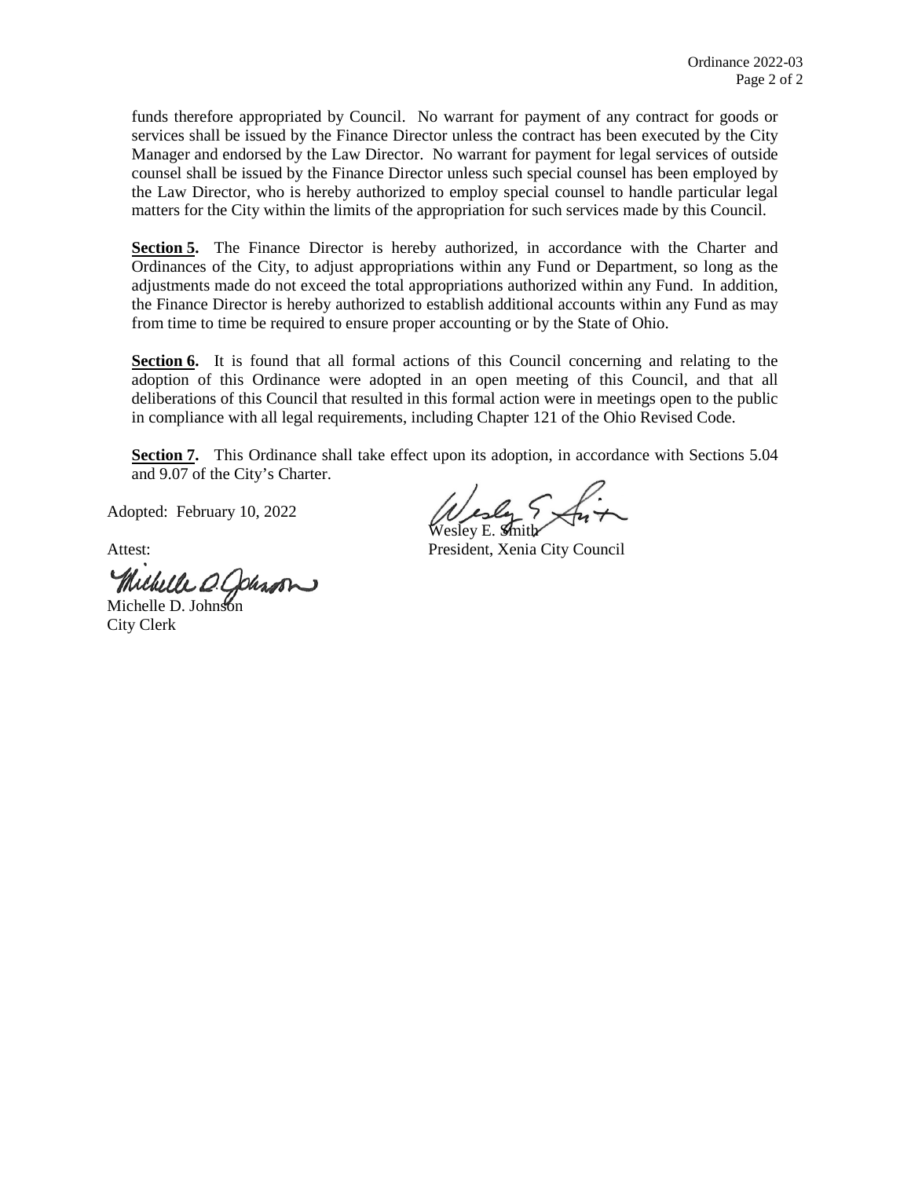funds therefore appropriated by Council. No warrant for payment of any contract for goods or services shall be issued by the Finance Director unless the contract has been executed by the City Manager and endorsed by the Law Director. No warrant for payment for legal services of outside counsel shall be issued by the Finance Director unless such special counsel has been employed by the Law Director, who is hereby authorized to employ special counsel to handle particular legal matters for the City within the limits of the appropriation for such services made by this Council.

**Section 5.** The Finance Director is hereby authorized, in accordance with the Charter and Ordinances of the City, to adjust appropriations within any Fund or Department, so long as the adjustments made do not exceed the total appropriations authorized within any Fund. In addition, the Finance Director is hereby authorized to establish additional accounts within any Fund as may from time to time be required to ensure proper accounting or by the State of Ohio.

**Section 6.** It is found that all formal actions of this Council concerning and relating to the adoption of this Ordinance were adopted in an open meeting of this Council, and that all deliberations of this Council that resulted in this formal action were in meetings open to the public in compliance with all legal requirements, including Chapter 121 of the Ohio Revised Code.

**Section 7.** This Ordinance shall take effect upon its adoption, in accordance with Sections 5.04 and 9.07 of the City's Charter.

Adopted: February 10, 2022

Wesley E. Smith
President, Xenia City Council

Attest:

Michelle D. Johnson
City Clerk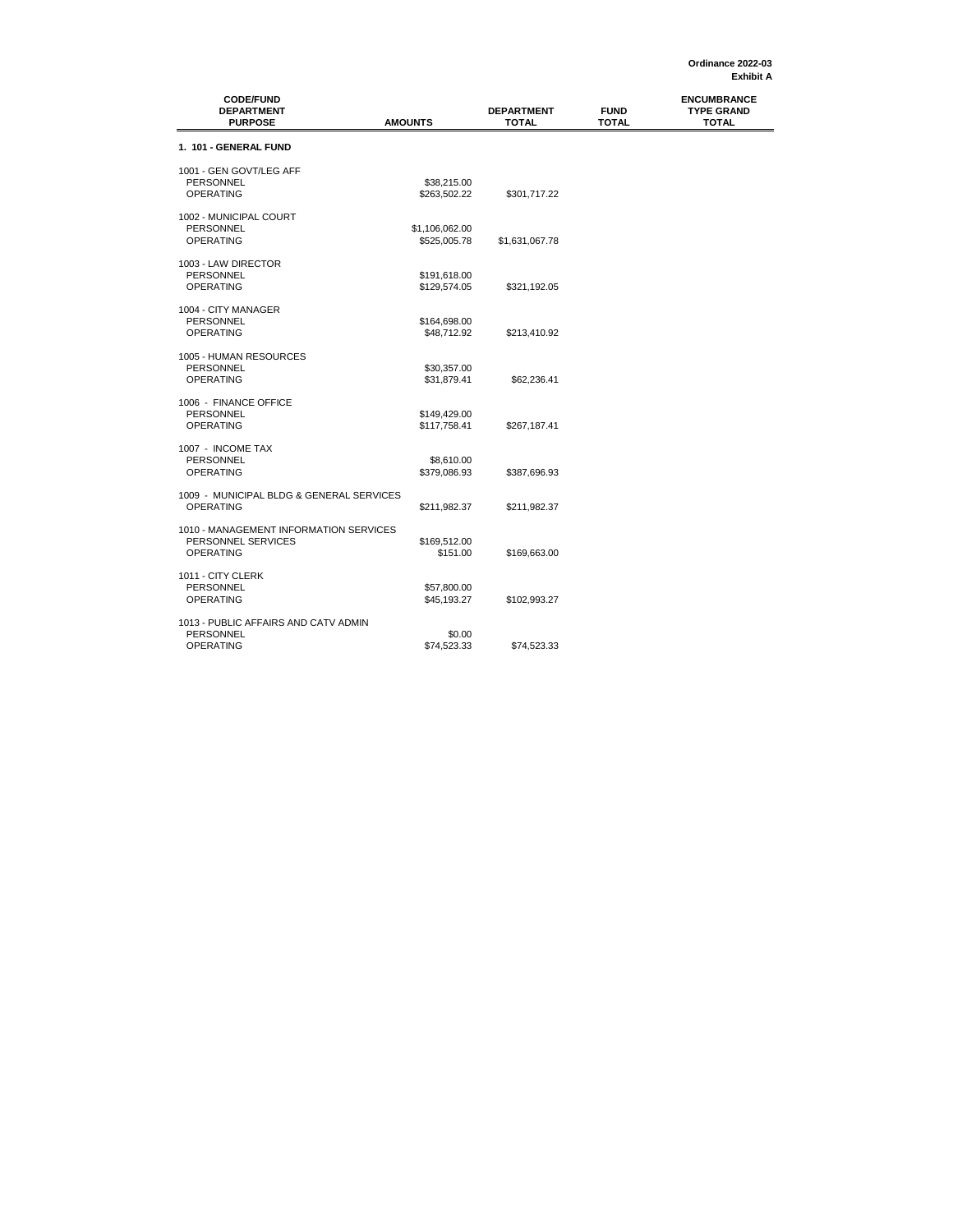**Ordinance 2022-03**
**Exhibit A**

| CODE/FUND DEPARTMENT PURPOSE | AMOUNTS | DEPARTMENT TOTAL | FUND TOTAL | ENCUMBRANCE TYPE GRAND TOTAL |
|---|---|---|---|---|
| **1. 101 - GENERAL FUND** | | | | |
| 1001 - GEN GOVT/LEG AFF | | | | |
| PERSONNEL | $38,215.00 | | | |
| OPERATING | $263,502.22 | $301,717.22 | | |
| 1002 - MUNICIPAL COURT | | | | |
| PERSONNEL | $1,106,062.00 | | | |
| OPERATING | $525,005.78 | $1,631,067.78 | | |
| 1003 - LAW DIRECTOR | | | | |
| PERSONNEL | $191,618.00 | | | |
| OPERATING | $129,574.05 | $321,192.05 | | |
| 1004 - CITY MANAGER | | | | |
| PERSONNEL | $164,698.00 | | | |
| OPERATING | $48,712.92 | $213,410.92 | | |
| 1005 - HUMAN RESOURCES | | | | |
| PERSONNEL | $30,357.00 | | | |
| OPERATING | $31,879.41 | $62,236.41 | | |
| 1006 - FINANCE OFFICE | | | | |
| PERSONNEL | $149,429.00 | | | |
| OPERATING | $117,758.41 | $267,187.41 | | |
| 1007 - INCOME TAX | | | | |
| PERSONNEL | $8,610.00 | | | |
| OPERATING | $379,086.93 | $387,696.93 | | |
| 1009 - MUNICIPAL BLDG & GENERAL SERVICES | | | | |
| OPERATING | $211,982.37 | $211,982.37 | | |
| 1010 - MANAGEMENT INFORMATION SERVICES | | | | |
| PERSONNEL SERVICES | $169,512.00 | | | |
| OPERATING | $151.00 | $169,663.00 | | |
| 1011 - CITY CLERK | | | | |
| PERSONNEL | $57,800.00 | | | |
| OPERATING | $45,193.27 | $102,993.27 | | |
| 1013 - PUBLIC AFFAIRS AND CATV ADMIN | | | | |
| PERSONNEL | $0.00 | | | |
| OPERATING | $74,523.33 | $74,523.33 | | |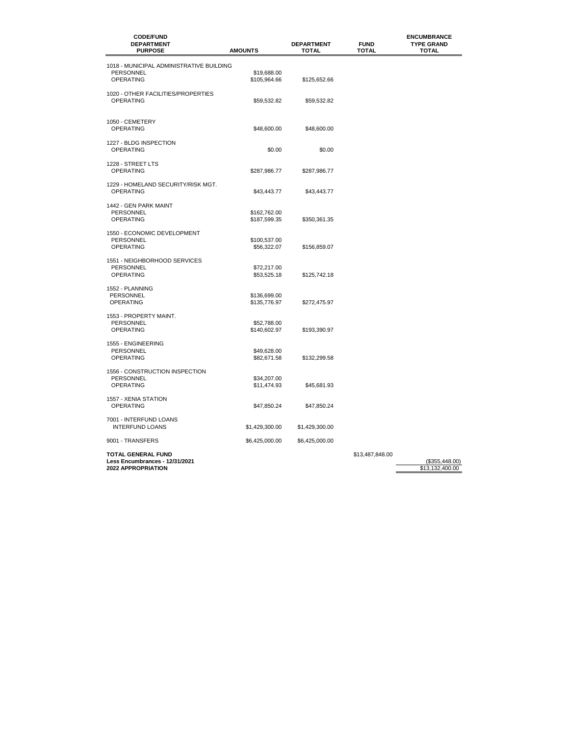| CODE/FUND DEPARTMENT PURPOSE | AMOUNTS | DEPARTMENT TOTAL | FUND TOTAL | ENCUMBRANCE TYPE GRAND TOTAL |
|---|---|---|---|---|
| 1018 - MUNICIPAL ADMINISTRATIVE BUILDING | | | | |
| PERSONNEL | $19,688.00 | | | |
| OPERATING | $105,964.66 | $125,652.66 | | |
| 1020 - OTHER FACILITIES/PROPERTIES | | | | |
| OPERATING | $59,532.82 | $59,532.82 | | |
| 1050 - CEMETERY | | | | |
| OPERATING | $48,600.00 | $48,600.00 | | |
| 1227 - BLDG INSPECTION | | | | |
| OPERATING | $0.00 | $0.00 | | |
| 1228 - STREET LTS | | | | |
| OPERATING | $287,986.77 | $287,986.77 | | |
| 1229 - HOMELAND SECURITY/RISK MGT. | | | | |
| OPERATING | $43,443.77 | $43,443.77 | | |
| 1442 - GEN PARK MAINT | | | | |
| PERSONNEL | $162,762.00 | | | |
| OPERATING | $187,599.35 | $350,361.35 | | |
| 1550 - ECONOMIC DEVELOPMENT | | | | |
| PERSONNEL | $100,537.00 | | | |
| OPERATING | $56,322.07 | $156,859.07 | | |
| 1551 - NEIGHBORHOOD SERVICES | | | | |
| PERSONNEL | $72,217.00 | | | |
| OPERATING | $53,525.18 | $125,742.18 | | |
| 1552 - PLANNING | | | | |
| PERSONNEL | $136,699.00 | | | |
| OPERATING | $135,776.97 | $272,475.97 | | |
| 1553 - PROPERTY MAINT. | | | | |
| PERSONNEL | $52,788.00 | | | |
| OPERATING | $140,602.97 | $193,390.97 | | |
| 1555 - ENGINEERING | | | | |
| PERSONNEL | $49,628.00 | | | |
| OPERATING | $82,671.58 | $132,299.58 | | |
| 1556 - CONSTRUCTION INSPECTION | | | | |
| PERSONNEL | $34,207.00 | | | |
| OPERATING | $11,474.93 | $45,681.93 | | |
| 1557 - XENIA STATION | | | | |
| OPERATING | $47,850.24 | $47,850.24 | | |
| 7001 - INTERFUND LOANS | | | | |
| INTERFUND LOANS | $1,429,300.00 | $1,429,300.00 | | |
| 9001 - TRANSFERS | $6,425,000.00 | $6,425,000.00 | | |
| **TOTAL GENERAL FUND** | | | $13,487,848.00 | |
| **Less Encumbrances - 12/31/2021** | | | | ($355,448.00) |
| **2022 APPROPRIATION** | | | | $13,132,400.00 |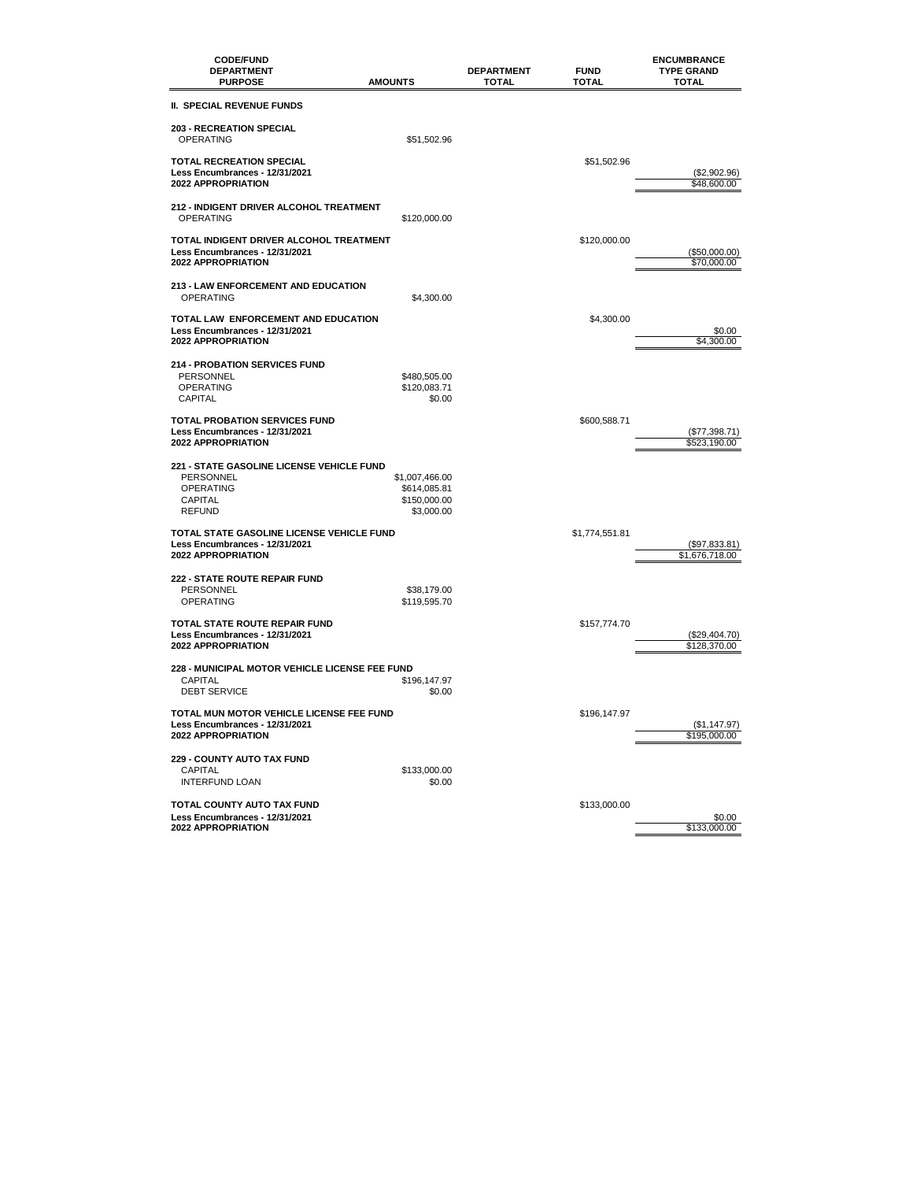| CODE/FUND<br>DEPARTMENT<br>PURPOSE | AMOUNTS | DEPARTMENT TOTAL | FUND TOTAL | ENCUMBRANCE TYPE GRAND TOTAL |
|---|---|---|---|---|
| **II. SPECIAL REVENUE FUNDS** | | | | |
| **203 - RECREATION SPECIAL** | | | | |
| OPERATING | $51,502.96 | | | |
| **TOTAL RECREATION SPECIAL** | | | $51,502.96 | |
| **Less Encumbrances - 12/31/2021** | | | | ($2,902.96) |
| **2022 APPROPRIATION** | | | | $48,600.00 |
| **212 - INDIGENT DRIVER ALCOHOL TREATMENT** | | | | |
| OPERATING | $120,000.00 | | | |
| **TOTAL INDIGENT DRIVER ALCOHOL TREATMENT** | | | $120,000.00 | |
| **Less Encumbrances - 12/31/2021** | | | | ($50,000.00) |
| **2022 APPROPRIATION** | | | | $70,000.00 |
| **213 - LAW ENFORCEMENT AND EDUCATION** | | | | |
| OPERATING | $4,300.00 | | | |
| **TOTAL LAW ENFORCEMENT AND EDUCATION** | | | $4,300.00 | |
| **Less Encumbrances - 12/31/2021** | | | | $0.00 |
| **2022 APPROPRIATION** | | | | $4,300.00 |
| **214 - PROBATION SERVICES FUND** | | | | |
| PERSONNEL | $480,505.00 | | | |
| OPERATING | $120,083.71 | | | |
| CAPITAL | $0.00 | | | |
| **TOTAL PROBATION SERVICES FUND** | | | $600,588.71 | |
| **Less Encumbrances - 12/31/2021** | | | | ($77,398.71) |
| **2022 APPROPRIATION** | | | | $523,190.00 |
| **221 - STATE GASOLINE LICENSE VEHICLE FUND** | | | | |
| PERSONNEL | $1,007,466.00 | | | |
| OPERATING | $614,085.81 | | | |
| CAPITAL | $150,000.00 | | | |
| REFUND | $3,000.00 | | | |
| **TOTAL STATE GASOLINE LICENSE VEHICLE FUND** | | | $1,774,551.81 | |
| **Less Encumbrances - 12/31/2021** | | | | ($97,833.81) |
| **2022 APPROPRIATION** | | | | $1,676,718.00 |
| **222 - STATE ROUTE REPAIR FUND** | | | | |
| PERSONNEL | $38,179.00 | | | |
| OPERATING | $119,595.70 | | | |
| **TOTAL STATE ROUTE REPAIR FUND** | | | $157,774.70 | |
| **Less Encumbrances - 12/31/2021** | | | | ($29,404.70) |
| **2022 APPROPRIATION** | | | | $128,370.00 |
| **228 - MUNICIPAL MOTOR VEHICLE LICENSE FEE FUND** | | | | |
| CAPITAL | $196,147.97 | | | |
| DEBT SERVICE | $0.00 | | | |
| **TOTAL MUN MOTOR VEHICLE LICENSE FEE FUND** | | | $196,147.97 | |
| **Less Encumbrances - 12/31/2021** | | | | ($1,147.97) |
| **2022 APPROPRIATION** | | | | $195,000.00 |
| **229 - COUNTY AUTO TAX FUND** | | | | |
| CAPITAL | $133,000.00 | | | |
| INTERFUND LOAN | $0.00 | | | |
| **TOTAL COUNTY AUTO TAX FUND** | | | $133,000.00 | |
| **Less Encumbrances - 12/31/2021** | | | | $0.00 |
| **2022 APPROPRIATION** | | | | $133,000.00 |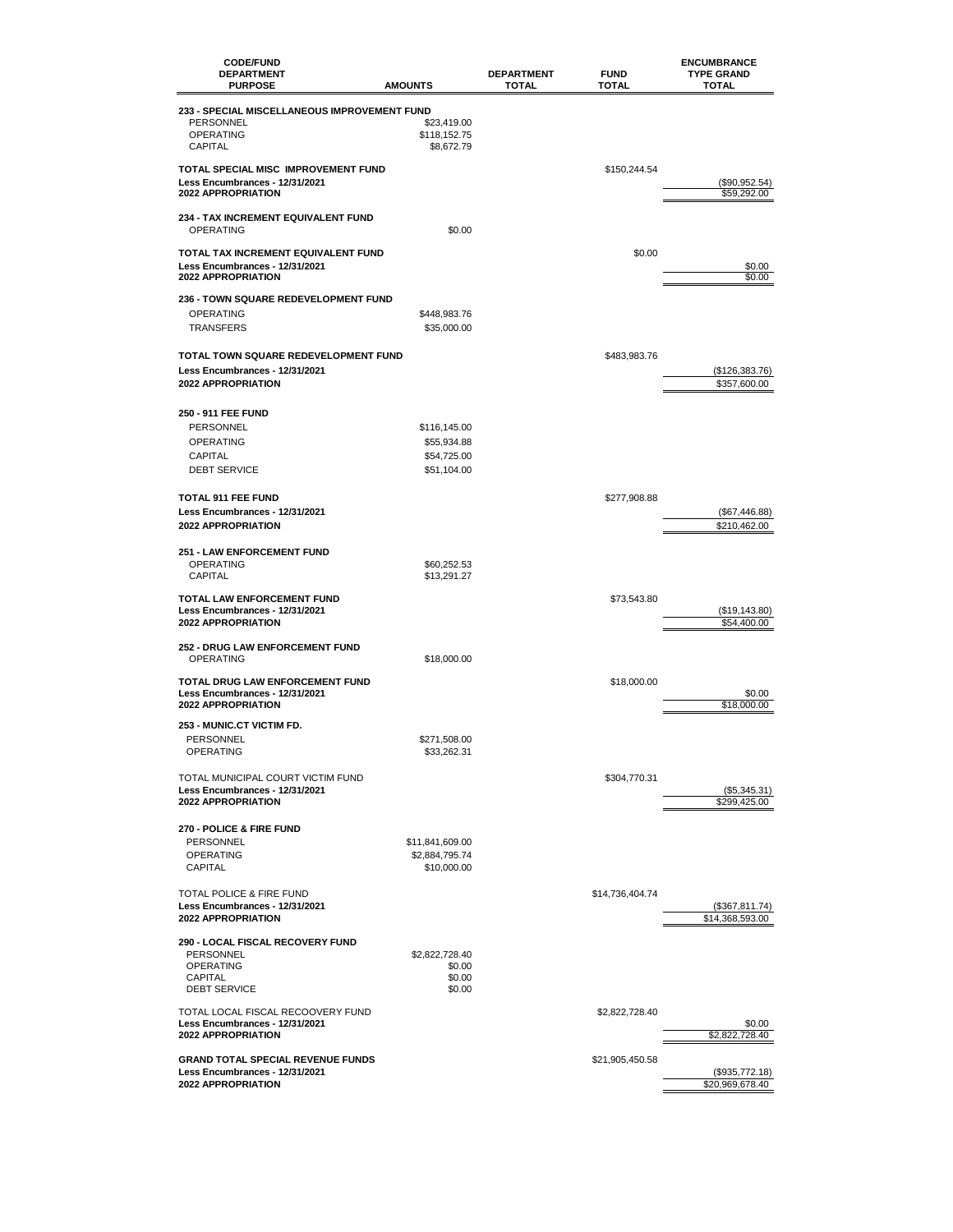| CODE/FUND DEPARTMENT PURPOSE | AMOUNTS | DEPARTMENT TOTAL | FUND TOTAL | ENCUMBRANCE TYPE GRAND TOTAL |
|---|---|---|---|---|
| **233 - SPECIAL MISCELLANEOUS IMPROVEMENT FUND** | | | | |
| PERSONNEL | $23,419.00 | | | |
| OPERATING | $118,152.75 | | | |
| CAPITAL | $8,672.79 | | | |
| **TOTAL SPECIAL MISC IMPROVEMENT FUND** | | | $150,244.54 | |
| **Less Encumbrances - 12/31/2021** | | | | ($90,952.54) |
| **2022 APPROPRIATION** | | | | $59,292.00 |
| **234 - TAX INCREMENT EQUIVALENT FUND** | | | | |
| OPERATING | $0.00 | | | |
| **TOTAL TAX INCREMENT EQUIVALENT FUND** | | | $0.00 | |
| **Less Encumbrances - 12/31/2021** | | | | $0.00 |
| **2022 APPROPRIATION** | | | | $0.00 |
| **236 - TOWN SQUARE REDEVELOPMENT FUND** | | | | |
| OPERATING | $448,983.76 | | | |
| TRANSFERS | $35,000.00 | | | |
| **TOTAL TOWN SQUARE REDEVELOPMENT FUND** | | | $483,983.76 | |
| **Less Encumbrances - 12/31/2021** | | | | ($126,383.76) |
| **2022 APPROPRIATION** | | | | $357,600.00 |
| **250 - 911 FEE FUND** | | | | |
| PERSONNEL | $116,145.00 | | | |
| OPERATING | $55,934.88 | | | |
| CAPITAL | $54,725.00 | | | |
| DEBT SERVICE | $51,104.00 | | | |
| **TOTAL 911 FEE FUND** | | | $277,908.88 | |
| **Less Encumbrances - 12/31/2021** | | | | ($67,446.88) |
| **2022 APPROPRIATION** | | | | $210,462.00 |
| **251 - LAW ENFORCEMENT FUND** | | | | |
| OPERATING | $60,252.53 | | | |
| CAPITAL | $13,291.27 | | | |
| **TOTAL LAW ENFORCEMENT FUND** | | | $73,543.80 | |
| **Less Encumbrances - 12/31/2021** | | | | ($19,143.80) |
| **2022 APPROPRIATION** | | | | $54,400.00 |
| **252 - DRUG LAW ENFORCEMENT FUND** | | | | |
| OPERATING | $18,000.00 | | | |
| **TOTAL DRUG LAW ENFORCEMENT FUND** | | | $18,000.00 | |
| **Less Encumbrances - 12/31/2021** | | | | $0.00 |
| **2022 APPROPRIATION** | | | | $18,000.00 |
| **253 - MUNIC.CT VICTIM FD.** | | | | |
| PERSONNEL | $271,508.00 | | | |
| OPERATING | $33,262.31 | | | |
| TOTAL MUNICIPAL COURT VICTIM FUND | | | $304,770.31 | |
| **Less Encumbrances - 12/31/2021** | | | | ($5,345.31) |
| **2022 APPROPRIATION** | | | | $299,425.00 |
| **270 - POLICE & FIRE FUND** | | | | |
| PERSONNEL | $11,841,609.00 | | | |
| OPERATING | $2,884,795.74 | | | |
| CAPITAL | $10,000.00 | | | |
| TOTAL POLICE & FIRE FUND | | | $14,736,404.74 | |
| **Less Encumbrances - 12/31/2021** | | | | ($367,811.74) |
| **2022 APPROPRIATION** | | | | $14,368,593.00 |
| **290 - LOCAL FISCAL RECOVERY FUND** | | | | |
| PERSONNEL | $2,822,728.40 | | | |
| OPERATING | $0.00 | | | |
| CAPITAL | $0.00 | | | |
| DEBT SERVICE | $0.00 | | | |
| TOTAL LOCAL FISCAL RECOOVERY FUND | | | $2,822,728.40 | |
| **Less Encumbrances - 12/31/2021** | | | | $0.00 |
| **2022 APPROPRIATION** | | | | $2,822,728.40 |
| **GRAND TOTAL SPECIAL REVENUE FUNDS** | | | $21,905,450.58 | |
| **Less Encumbrances - 12/31/2021** | | | | ($935,772.18) |
| **2022 APPROPRIATION** | | | | $20,969,678.40 |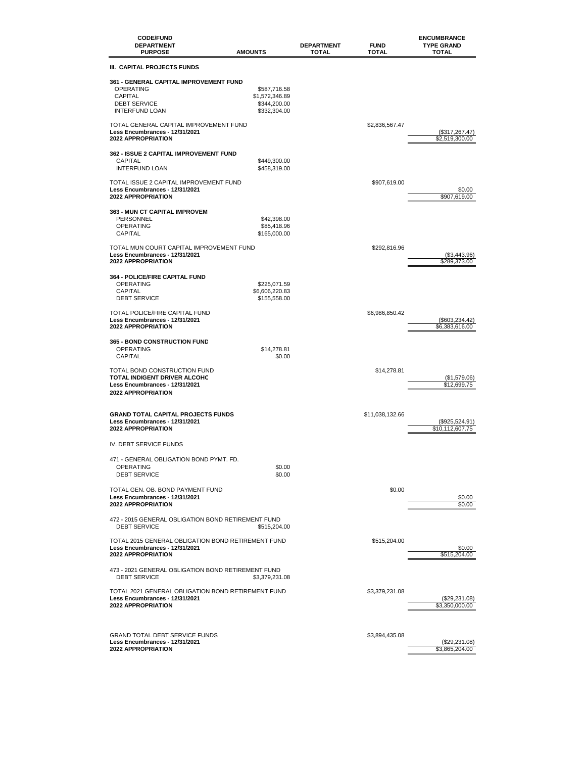| CODE/FUND DEPARTMENT PURPOSE | AMOUNTS | DEPARTMENT TOTAL | FUND TOTAL | ENCUMBRANCE TYPE GRAND TOTAL |
|---|---|---|---|---|
| **III. CAPITAL PROJECTS FUNDS** | | | | |
| **361 - GENERAL CAPITAL IMPROVEMENT FUND** | | | | |
| OPERATING | $587,716.58 | | | |
| CAPITAL | $1,572,346.89 | | | |
| DEBT SERVICE | $344,200.00 | | | |
| INTERFUND LOAN | $332,304.00 | | | |
| TOTAL GENERAL CAPITAL IMPROVEMENT FUND | | | $2,836,567.47 | |
| **Less Encumbrances - 12/31/2021** | | | | ($317,267.47) |
| **2022 APPROPRIATION** | | | | $2,519,300.00 |
| **362 - ISSUE 2 CAPITAL IMPROVEMENT FUND** | | | | |
| CAPITAL | $449,300.00 | | | |
| INTERFUND LOAN | $458,319.00 | | | |
| TOTAL ISSUE 2 CAPITAL IMPROVEMENT FUND | | | $907,619.00 | |
| **Less Encumbrances - 12/31/2021** | | | | $0.00 |
| **2022 APPROPRIATION** | | | | $907,619.00 |
| **363 - MUN CT CAPITAL IMPROVEM** | | | | |
| PERSONNEL | $42,398.00 | | | |
| OPERATING | $85,418.96 | | | |
| CAPITAL | $165,000.00 | | | |
| TOTAL MUN COURT CAPITAL IMPROVEMENT FUND | | | $292,816.96 | |
| **Less Encumbrances - 12/31/2021** | | | | ($3,443.96) |
| **2022 APPROPRIATION** | | | | $289,373.00 |
| **364 - POLICE/FIRE CAPITAL FUND** | | | | |
| OPERATING | $225,071.59 | | | |
| CAPITAL | $6,606,220.83 | | | |
| DEBT SERVICE | $155,558.00 | | | |
| TOTAL POLICE/FIRE CAPITAL FUND | | | $6,986,850.42 | |
| **Less Encumbrances - 12/31/2021** | | | | ($603,234.42) |
| **2022 APPROPRIATION** | | | | $6,383,616.00 |
| **365 - BOND CONSTRUCTION FUND** | | | | |
| OPERATING | $14,278.81 | | | |
| CAPITAL | $0.00 | | | |
| TOTAL BOND CONSTRUCTION FUND | | | $14,278.81 | |
| **TOTAL INDIGENT DRIVER ALCOHC** | | | | ($1,579.06) |
| **Less Encumbrances - 12/31/2021** | | | | $12,699.75 |
| **2022 APPROPRIATION** | | | | |
| **GRAND TOTAL CAPITAL PROJECTS FUNDS** | | | $11,038,132.66 | |
| **Less Encumbrances - 12/31/2021** | | | | ($925,524.91) |
| **2022 APPROPRIATION** | | | | $10,112,607.75 |
| IV. DEBT SERVICE FUNDS | | | | |
| 471 - GENERAL OBLIGATION BOND PYMT. FD. | | | | |
| OPERATING | $0.00 | | | |
| DEBT SERVICE | $0.00 | | | |
| TOTAL GEN. OB. BOND PAYMENT FUND | | | $0.00 | |
| **Less Encumbrances - 12/31/2021** | | | | $0.00 |
| **2022 APPROPRIATION** | | | | $0.00 |
| 472 - 2015 GENERAL OBLIGATION BOND RETIREMENT FUND | | | | |
| DEBT SERVICE | $515,204.00 | | | |
| TOTAL 2015 GENERAL OBLIGATION BOND RETIREMENT FUND | | | $515,204.00 | |
| **Less Encumbrances - 12/31/2021** | | | | $0.00 |
| **2022 APPROPRIATION** | | | | $515,204.00 |
| 473 - 2021 GENERAL OBLIGATION BOND RETIREMENT FUND | | | | |
| DEBT SERVICE | $3,379,231.08 | | | |
| TOTAL 2021 GENERAL OBLIGATION BOND RETIREMENT FUND | | | $3,379,231.08 | |
| **Less Encumbrances - 12/31/2021** | | | | ($29,231.08) |
| **2022 APPROPRIATION** | | | | $3,350,000.00 |
| GRAND TOTAL DEBT SERVICE FUNDS | | | $3,894,435.08 | |
| **Less Encumbrances - 12/31/2021** | | | | ($29,231.08) |
| **2022 APPROPRIATION** | | | | $3,865,204.00 |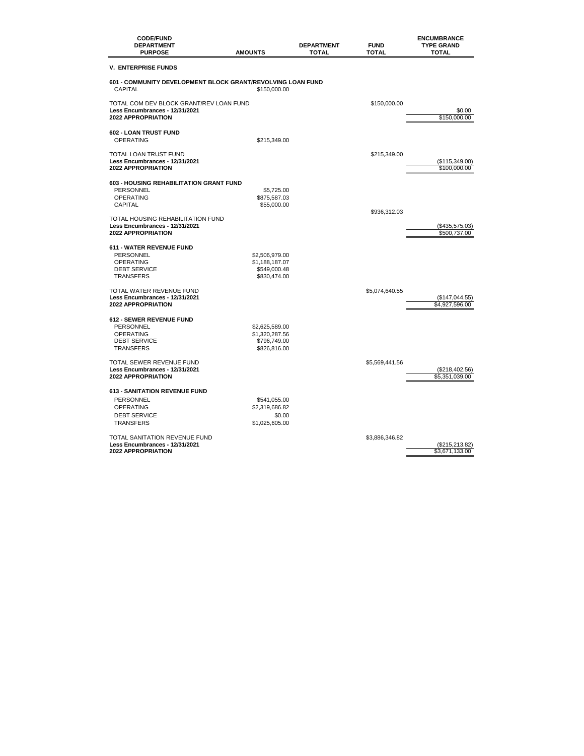| CODE/FUND DEPARTMENT PURPOSE | AMOUNTS | DEPARTMENT TOTAL | FUND TOTAL | ENCUMBRANCE TYPE GRAND TOTAL |
|---|---|---|---|---|
| **V. ENTERPRISE FUNDS** | | | | |
| **601 - COMMUNITY DEVELOPMENT BLOCK GRANT/REVOLVING LOAN FUND** | | | | |
| CAPITAL | $150,000.00 | | | |
| TOTAL COM DEV BLOCK GRANT/REV LOAN FUND | | | $150,000.00 | |
| **Less Encumbrances - 12/31/2021** | | | | $0.00 |
| **2022 APPROPRIATION** | | | | $150,000.00 |
| **602 - LOAN TRUST FUND** | | | | |
| OPERATING | $215,349.00 | | | |
| TOTAL LOAN TRUST FUND | | | $215,349.00 | |
| **Less Encumbrances - 12/31/2021** | | | | ($115,349.00) |
| **2022 APPROPRIATION** | | | | $100,000.00 |
| **603 - HOUSING REHABILITATION GRANT FUND** | | | | |
| PERSONNEL | $5,725.00 | | | |
| OPERATING | $875,587.03 | | | |
| CAPITAL | $55,000.00 | | | |
| TOTAL HOUSING REHABILITATION FUND | | | $936,312.03 | |
| **Less Encumbrances - 12/31/2021** | | | | ($435,575.03) |
| **2022 APPROPRIATION** | | | | $500,737.00 |
| **611 - WATER REVENUE FUND** | | | | |
| PERSONNEL | $2,506,979.00 | | | |
| OPERATING | $1,188,187.07 | | | |
| DEBT SERVICE | $549,000.48 | | | |
| TRANSFERS | $830,474.00 | | | |
| TOTAL WATER REVENUE FUND | | | $5,074,640.55 | |
| **Less Encumbrances - 12/31/2021** | | | | ($147,044.55) |
| **2022 APPROPRIATION** | | | | $4,927,596.00 |
| **612 - SEWER REVENUE FUND** | | | | |
| PERSONNEL | $2,625,589.00 | | | |
| OPERATING | $1,320,287.56 | | | |
| DEBT SERVICE | $796,749.00 | | | |
| TRANSFERS | $826,816.00 | | | |
| TOTAL SEWER REVENUE FUND | | | $5,569,441.56 | |
| **Less Encumbrances - 12/31/2021** | | | | ($218,402.56) |
| **2022 APPROPRIATION** | | | | $5,351,039.00 |
| **613 - SANITATION REVENUE FUND** | | | | |
| PERSONNEL | $541,055.00 | | | |
| OPERATING | $2,319,686.82 | | | |
| DEBT SERVICE | $0.00 | | | |
| TRANSFERS | $1,025,605.00 | | | |
| TOTAL SANITATION REVENUE FUND | | | $3,886,346.82 | |
| **Less Encumbrances - 12/31/2021** | | | | ($215,213.82) |
| **2022 APPROPRIATION** | | | | $3,671,133.00 |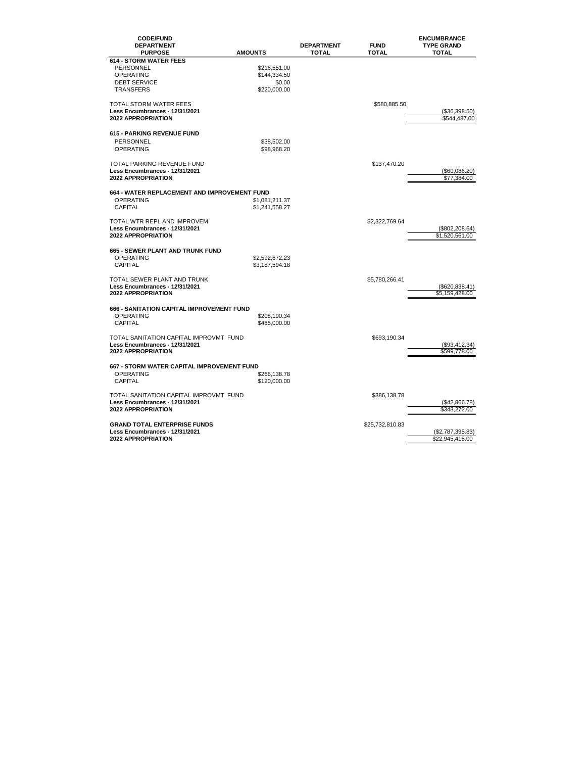| CODE/FUND<br>DEPARTMENT<br>PURPOSE | AMOUNTS | DEPARTMENT<br>TOTAL | FUND<br>TOTAL | ENCUMBRANCE<br>TYPE GRAND<br>TOTAL |
|---|---|---|---|---|
| **614 - STORM WATER FEES** | | | | |
| PERSONNEL | $216,551.00 | | | |
| OPERATING | $144,334.50 | | | |
| DEBT SERVICE | $0.00 | | | |
| TRANSFERS | $220,000.00 | | | |
| TOTAL STORM WATER FEES | | | $580,885.50 | |
| **Less Encumbrances - 12/31/2021** | | | | ($36,398.50) |
| **2022 APPROPRIATION** | | | | $544,487.00 |
| **615 - PARKING REVENUE FUND** | | | | |
| PERSONNEL | $38,502.00 | | | |
| OPERATING | $98,968.20 | | | |
| TOTAL PARKING REVENUE FUND | | | $137,470.20 | |
| **Less Encumbrances - 12/31/2021** | | | | ($60,086.20) |
| **2022 APPROPRIATION** | | | | $77,384.00 |
| **664 - WATER REPLACEMENT AND IMPROVEMENT FUND** | | | | |
| OPERATING | $1,081,211.37 | | | |
| CAPITAL | $1,241,558.27 | | | |
| TOTAL WTR REPL AND IMPROVEM | | | $2,322,769.64 | |
| **Less Encumbrances - 12/31/2021** | | | | ($802,208.64) |
| **2022 APPROPRIATION** | | | | $1,520,561.00 |
| **665 - SEWER PLANT AND TRUNK FUND** | | | | |
| OPERATING | $2,592,672.23 | | | |
| CAPITAL | $3,187,594.18 | | | |
| TOTAL SEWER PLANT AND TRUNK | | | $5,780,266.41 | |
| **Less Encumbrances - 12/31/2021** | | | | ($620,838.41) |
| **2022 APPROPRIATION** | | | | $5,159,428.00 |
| **666 - SANITATION CAPITAL IMPROVEMENT FUND** | | | | |
| OPERATING | $208,190.34 | | | |
| CAPITAL | $485,000.00 | | | |
| TOTAL SANITATION CAPITAL IMPROVMT FUND | | | $693,190.34 | |
| **Less Encumbrances - 12/31/2021** | | | | ($93,412.34) |
| **2022 APPROPRIATION** | | | | $599,778.00 |
| **667 - STORM WATER CAPITAL IMPROVEMENT FUND** | | | | |
| OPERATING | $266,138.78 | | | |
| CAPITAL | $120,000.00 | | | |
| TOTAL SANITATION CAPITAL IMPROVMT FUND | | | $386,138.78 | |
| **Less Encumbrances - 12/31/2021** | | | | ($42,866.78) |
| **2022 APPROPRIATION** | | | | $343,272.00 |
| **GRAND TOTAL ENTERPRISE FUNDS** | | | $25,732,810.83 | |
| **Less Encumbrances - 12/31/2021** | | | | ($2,787,395.83) |
| **2022 APPROPRIATION** | | | | $22,945,415.00 |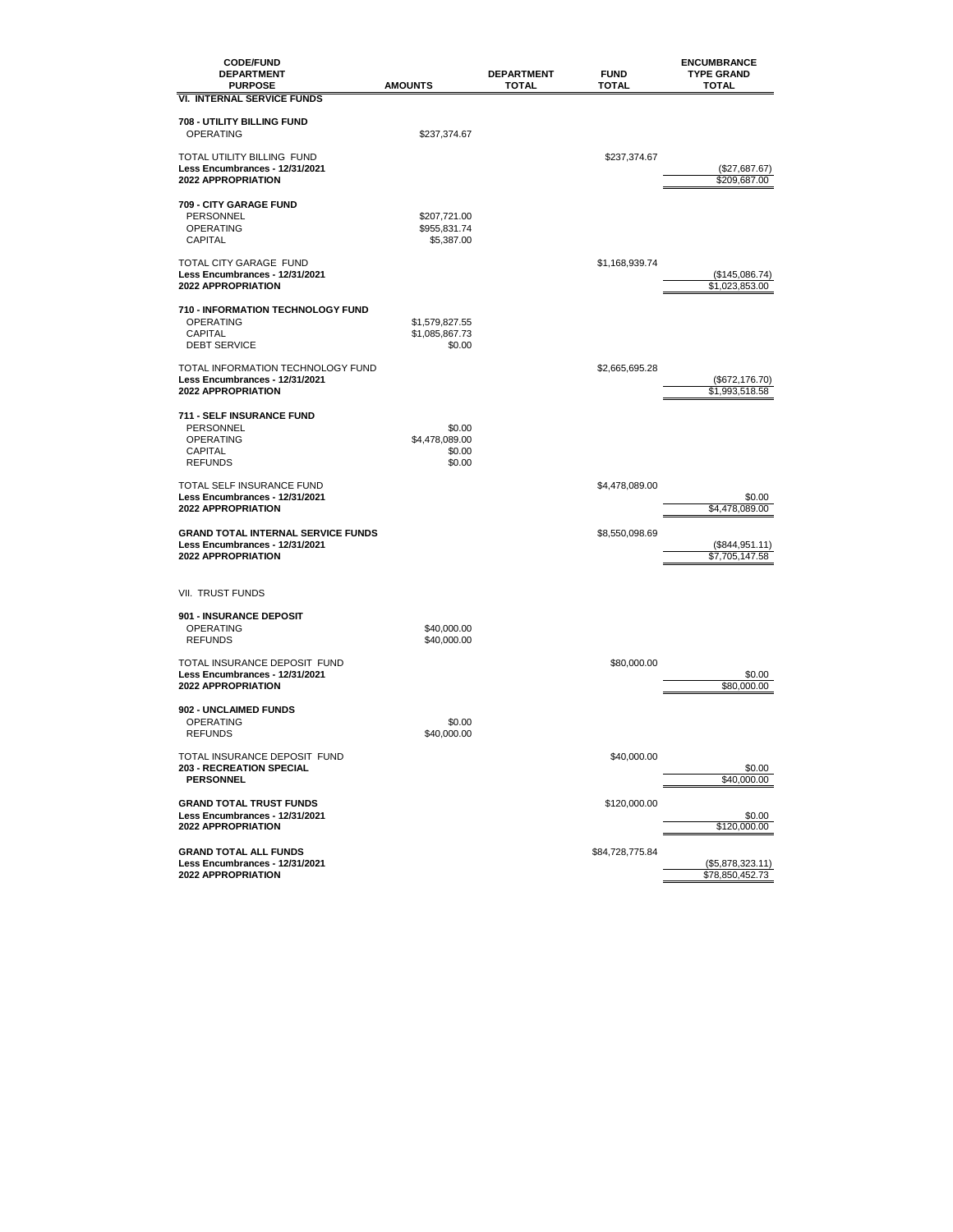| CODE/FUND DEPARTMENT PURPOSE | AMOUNTS | DEPARTMENT TOTAL | FUND TOTAL | ENCUMBRANCE TYPE GRAND TOTAL |
|---|---|---|---|---|
| **VI. INTERNAL SERVICE FUNDS** | | | | |
| **708 - UTILITY BILLING FUND** | | | | |
| OPERATING | $237,374.67 | | | |
| TOTAL UTILITY BILLING FUND | | | $237,374.67 | |
| **Less Encumbrances - 12/31/2021** | | | | ($27,687.67) |
| **2022 APPROPRIATION** | | | | $209,687.00 |
| **709 - CITY GARAGE FUND** | | | | |
| PERSONNEL | $207,721.00 | | | |
| OPERATING | $955,831.74 | | | |
| CAPITAL | $5,387.00 | | | |
| TOTAL CITY GARAGE FUND | | | $1,168,939.74 | |
| **Less Encumbrances - 12/31/2021** | | | | ($145,086.74) |
| **2022 APPROPRIATION** | | | | $1,023,853.00 |
| **710 - INFORMATION TECHNOLOGY FUND** | | | | |
| OPERATING | $1,579,827.55 | | | |
| CAPITAL | $1,085,867.73 | | | |
| DEBT SERVICE | $0.00 | | | |
| TOTAL INFORMATION TECHNOLOGY FUND | | | $2,665,695.28 | |
| **Less Encumbrances - 12/31/2021** | | | | ($672,176.70) |
| **2022 APPROPRIATION** | | | | $1,993,518.58 |
| **711 - SELF INSURANCE FUND** | | | | |
| PERSONNEL | $0.00 | | | |
| OPERATING | $4,478,089.00 | | | |
| CAPITAL | $0.00 | | | |
| REFUNDS | $0.00 | | | |
| TOTAL SELF INSURANCE FUND | | | $4,478,089.00 | |
| **Less Encumbrances - 12/31/2021** | | | | $0.00 |
| **2022 APPROPRIATION** | | | | $4,478,089.00 |
| **GRAND TOTAL INTERNAL SERVICE FUNDS** | | | $8,550,098.69 | |
| **Less Encumbrances - 12/31/2021** | | | | ($844,951.11) |
| **2022 APPROPRIATION** | | | | $7,705,147.58 |
| VII. TRUST FUNDS | | | | |
| **901 - INSURANCE DEPOSIT** | | | | |
| OPERATING | $40,000.00 | | | |
| REFUNDS | $40,000.00 | | | |
| TOTAL INSURANCE DEPOSIT FUND | | | $80,000.00 | |
| **Less Encumbrances - 12/31/2021** | | | | $0.00 |
| **2022 APPROPRIATION** | | | | $80,000.00 |
| **902 - UNCLAIMED FUNDS** | | | | |
| OPERATING | $0.00 | | | |
| REFUNDS | $40,000.00 | | | |
| TOTAL INSURANCE DEPOSIT FUND | | | $40,000.00 | |
| **203 - RECREATION SPECIAL** | | | | $0.00 |
| **PERSONNEL** | | | | $40,000.00 |
| **GRAND TOTAL TRUST FUNDS** | | | $120,000.00 | |
| **Less Encumbrances - 12/31/2021** | | | | $0.00 |
| **2022 APPROPRIATION** | | | | $120,000.00 |
| **GRAND TOTAL ALL FUNDS** | | | $84,728,775.84 | |
| **Less Encumbrances - 12/31/2021** | | | | ($5,878,323.11) |
| **2022 APPROPRIATION** | | | | $78,850,452.73 |